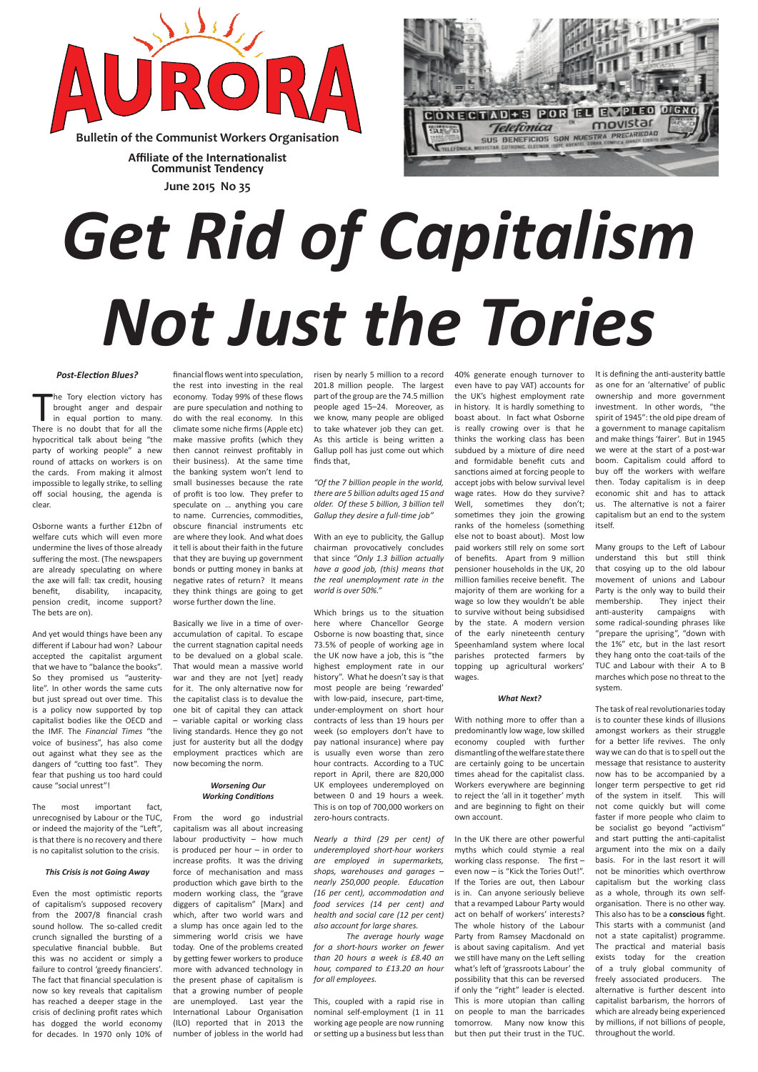# AURORA

**Bulletin of the Communist Workers Organisation**

**Affiliate of the Internationalist Communist Tendency**

**June 2015 No 35**

# *Get Rid of Capitalism Not Just the Tories*

### *Post-Election Blues?*

The Tory election victory has brought anger and despair in equal portion to many. There is no doubt that for all the hypocritical talk about being "the party of working people" a new round of attacks on workers is on the cards. From making it almost impossible to legally strike, to selling off social housing, the agenda is clear.

Osborne wants a further £12bn of welfare cuts which will even more undermine the lives of those already suffering the most. (The newspapers are already speculating on where the axe will fall: tax credit, housing benefit, disability, incapacity, pension credit, income support? The bets are on).

And yet would things have been any different if Labour had won? Labour accepted the capitalist argument that we have to "balance the books". So they promised us "austerity-lite". In other words the same cuts but just spread out over time. This is a policy now supported by top capitalist bodies like the OECD and the IMF. The *Financial Times* "the voice of business", has also come out against what they see as the dangers of "cutting too fast". They fear that pushing us too hard could cause "social unrest"!

The most important fact, unrecognised by Labour or the TUC, or indeed the majority of the "Left", is that there is no recovery and there is no capitalist solution to the crisis.

### *This Crisis is not Going Away*

Even the most optimistic reports of capitalism's supposed recovery from the 2007/8 financial crash sound hollow. The so-called credit crunch signalled the bursting of a speculative financial bubble. But this was no accident or simply a failure to control 'greedy financiers'. The fact that financial speculation is now so key reveals that capitalism has reached a deeper stage in the crisis of declining profit rates which has dogged the world economy for decades. In 1970 only 10% of financial flows went into speculation, the rest into investing in the real economy. Today 99% of these flows are pure speculation and nothing to do with the real economy. In this climate some niche firms (Apple etc) make massive profits (which they then cannot reinvest profitably in their business). At the same time the banking system won't lend to small businesses because the rate of profit is too low. They prefer to speculate on … anything you care to name. Currencies, commodities, obscure financial instruments etc are where they look. And what does it tell is about their faith in the future that they are buying up government bonds or putting money in banks at negative rates of return? It means they think things are going to get worse further down the line.

Basically we live in a time of over-accumulation of capital. To escape the current stagnation capital needs to be devalued on a global scale. That would mean a massive world war and they are not [yet] ready for it. The only alternative now for the capitalist class is to devalue the one bit of capital they can attack – variable capital or working class living standards. Hence they go not just for austerity but all the dodgy employment practices which are now becoming the norm.

### *Worsening Our Working Conditions*

From the word go industrial capitalism was all about increasing labour productivity – how much is produced per hour – in order to increase profits. It was the driving force of mechanisation and mass production which gave birth to the modern working class, the "grave diggers of capitalism" [Marx] and which, after two world wars and a slump has once again led to the simmering world crisis we have today. One of the problems created by getting fewer workers to produce more with advanced technology in the present phase of capitalism is that a growing number of people are unemployed. Last year the International Labour Organisation (ILO) reported that in 2013 the number of jobless in the world had risen by nearly 5 million to a record 201.8 million people. The largest part of the group are the 74.5 million people aged 15–24. Moreover, as we know, many people are obliged to take whatever job they can get. As this article is being written a Gallup poll has just come out which finds that,

*"Of the 7 billion people in the world, there are 5 billion adults aged 15 and older. Of these 5 billion, 3 billion tell Gallup they desire a full-time job"*

With an eye to publicity, the Gallup chairman provocatively concludes that since *"Only 1.3 billion actually have a good job, (this) means that the real unemployment rate in the world is over 50%."*

Which brings us to the situation here where Chancellor George Osborne is now boasting that, since 73.5% of people of working age in the UK now have a job, this is "the highest employment rate in our history". What he doesn't say is that most people are being 'rewarded' with low-paid, insecure, part-time, under-employment on short hour contracts of less than 19 hours per week (so employers don't have to pay national insurance) where pay is usually even worse than zero hour contracts. According to a TUC report in April, there are 820,000 UK employees underemployed on between 0 and 19 hours a week. This is on top of 700,000 workers on zero-hours contracts.

*Nearly a third (29 per cent) of underemployed short-hour workers are employed in supermarkets, shops, warehouses and garages – nearly 250,000 people. Education (16 per cent), accommodation and food services (14 per cent) and health and social care (12 per cent) also account for large shares.*

*The average hourly wage for a short-hours worker on fewer than 20 hours a week is £8.40 an hour, compared to £13.20 an hour for all employees.*

This, coupled with a rapid rise in nominal self-employment (1 in 11 working age people are now running or setting up a business but less than 40% generate enough turnover to even have to pay VAT) accounts for the UK's highest employment rate in history. It is hardly something to boast about. In fact what Osborne is really crowing over is that he thinks the working class has been subdued by a mixture of dire need and formidable benefit cuts and sanctions aimed at forcing people to accept jobs with below survival level wage rates. How do they survive? Well, sometimes they don't; sometimes they join the growing ranks of the homeless (something else not to boast about). Most low paid workers still rely on some sort of benefits. Apart from 9 million pensioner households in the UK, 20 million families receive benefit. The majority of them are working for a wage so low they wouldn't be able to survive without being subsidised by the state. A modern version of the early nineteenth century Speenhamland system where local parishes protected farmers by topping up agricultural workers' wages.

### *What Next?*

With nothing more to offer than a predominantly low wage, low skilled economy coupled with further dismantling of the welfare state there are certainly going to be uncertain times ahead for the capitalist class. Workers everywhere are beginning to reject the 'all in it together' myth and are beginning to fight on their own account.

In the UK there are other powerful myths which could stymie a real working class response. The first – even now – is "Kick the Tories Out!". If the Tories are out, then Labour is in. Can anyone seriously believe that a revamped Labour Party would act on behalf of workers' interests? The whole history of the Labour Party from Ramsey Macdonald on is about saving capitalism. And yet we still have many on the Left selling what's left of 'grassroots Labour' the possibility that this can be reversed if only the "right" leader is elected. This is more utopian than calling on people to man the barricades tomorrow. Many now know this but then put their trust in the TUC. It is defining the anti-austerity battle as one for an 'alternative' of public ownership and more government investment. In other words, "the spirit of 1945": the old pipe dream of a government to manage capitalism and make things 'fairer'. But in 1945 we were at the start of a post-war boom. Capitalism could afford to buy off the workers with welfare then. Today capitalism is in deep economic shit and has to attack us. The alternative is not a fairer capitalism but an end to the system itself.

Many groups to the Left of Labour understand this but still think that cosying up to the old labour movement of unions and Labour Party is the only way to build their membership. They inject their anti-austerity campaigns with some radical-sounding phrases like "prepare the uprising", "down with the 1%" etc, but in the last resort they hang onto the coat-tails of the TUC and Labour with their A to B marches which pose no threat to the system.

The task of real revolutionaries today is to counter these kinds of illusions amongst workers as their struggle for a better life revives. The only way we can do that is to spell out the message that resistance to austerity now has to be accompanied by a longer term perspective to get rid of the system in itself. This will not come quickly but will come faster if more people who claim to be socialist go beyond "activism" and start putting the anti-capitalist argument into the mix on a daily basis. For in the last resort it will not be minorities which overthrow capitalism but the working class as a whole, through its own self-organisation. There is no other way. This also has to be a **conscious** fight. This starts with a communist (and not a state capitalist) programme. The practical and material basis exists today for the creation of a truly global community of freely associated producers. The alternative is further descent into capitalist barbarism, the horrors of which are already being experienced by millions, if not billions of people, throughout the world.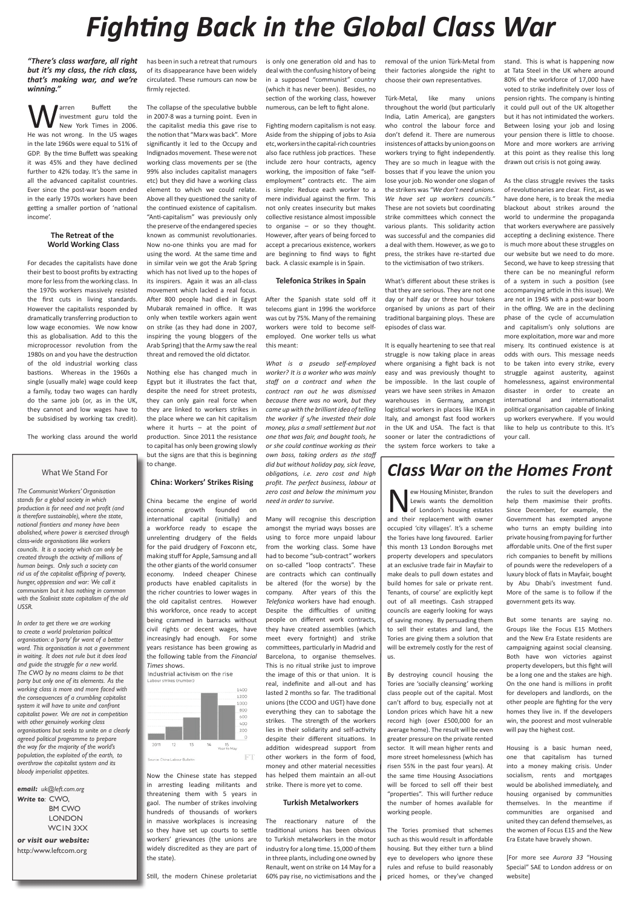# Fighting Back in the Global Class War

***"There's class warfare, all right but it's my class, the rich class, that's making war, and we're winning."***

Warren Buffett the investment guru told the New York Times in 2006. He was not wrong. In the US wages in the late 1960s were equal to 51% of GDP. By the time Buffett was speaking it was 45% and they have declined further to 42% today. It's the same in all the advanced capitalist countries. Ever since the post-war boom ended in the early 1970s workers have been getting a smaller portion of 'national income'.

### The Retreat of the World Working Class

For decades the capitalists have done their best to boost profits by extracting more for less from the working class. In the 1970s workers massively resisted the first cuts in living standards. However the capitalists responded by dramatically transferring production to low wage economies. We now know this as globalisation. Add to this the microprocessor revolution from the 1980s on and you have the destruction of the old industrial working class bastions. Whereas in the 1960s a single (usually male) wage could keep a family, today two wages can hardly do the same job (or, as in the UK, they cannot and low wages have to be subsidised by working tax credit).

The working class around the world has been in such a retreat that rumours of its disappearance have been widely circulated. These rumours can now be firmly rejected.

The collapse of the speculative bubble in 2007-8 was a turning point. Even in the capitalist media this gave rise to the notion that "Marx was back". More significantly it led to the Occupy and Indignados movement. These were not working class movements per se (the 99% also includes capitalist managers etc) but they did have a working class element to which we could relate. Above all they questioned the sanity of the continued existence of capitalism. "Anti-capitalism" was previously only the preserve of the endangered species known as communist revolutionaries. Now no-one thinks you are mad for using the word. At the same time and in similar vein we got the Arab Spring which has not lived up to the hopes of its inspirers. Again it was an all-class movement which lacked a real focus. After 800 people had died in Egypt Mubarak remained in office. It was only when textile workers again went on strike (as they had done in 2007, inspiring the young bloggers of the Arab Spring) that the Army saw the real threat and removed the old dictator.

Nothing else has changed much in Egypt but it illustrates the fact that, despite the need for street protests, they can only gain real force when they are linked to workers strikes in the place where we can hit capitalism where it hurts – at the point of production. Since 2011 the resistance to capital has only been growing slowly but the signs are that this is beginning to change.

### China: Workers' Strikes Rising

China became the engine of world economic growth founded on international capital (initially) and a workforce ready to escape the unrelenting drudgery of the fields for the paid drudgery of Foxconn etc, making stuff for Apple, Samsung and all the other giants of the world consumer economy. Indeed cheaper Chinese products have enabled capitalists in the richer countries to lower wages in the old capitalist centres. However this workforce, once ready to accept being crammed in barracks without civil rights or decent wages, have increasingly had enough. For some years resistance has been growing as the following table from the *Financial Times* shows.

Industrial activism on the rise
Labour strikes (number)
1400
1200
1000
800
600
400
200
0
2011
12
13
14
15
Year to May
Source: China Labour Bulletin
FT

Now the Chinese state has stepped in arresting leading militants and threatening them with 5 years in gaol. The number of strikes involving hundreds of thousands of workers in massive workplaces is increasing so they have set up courts to settle workers' grievances (the unions are widely discredited as they are part of the state).

Still, the modern Chinese proletariat is only one generation old and has to deal with the confusing history of being in a supposed "communist" country (which it has never been). Besides, no section of the working class, however numerous, can be left to fight alone.

Fighting modern capitalism is not easy. Aside from the shipping of jobs to Asia etc, workers in the capital-rich countries also face ruthless job practices. These include zero hour contracts, agency working, the imposition of fake "self-employment" contracts etc. The aim is simple: Reduce each worker to a mere individual against the firm. This not only creates insecurity but makes collective resistance almost impossible to organise – or so they thought. However, after years of being forced to accept a precarious existence, workers are beginning to find ways to fight back. A classic example is in Spain.

### Telefonica Strikes in Spain

After the Spanish state sold off it telecoms giant in 1996 the workforce was cut by 75%. Many of the remaining workers were told to become self-employed. One worker tells us what this meant:

*What is a pseudo self-employed worker? It is a worker who was mainly staff on a contract and when the contract ran out he was dismissed because there was no work, but they came up with the brilliant idea of telling the worker if s/he invested their dole money, plus a small settlement but not one that was fair, and bought tools, he or she could continue working as their own boss, taking orders as the staff did but without holiday pay, sick leave, obligations, i.e. zero cost and high profit. The perfect business, labour at zero cost and below the minimum you need in order to survive.*

Many will recognise this description amongst the myriad ways bosses are using to force more unpaid labour from the working class. Some have had to become "sub-contract" workers on so-called "loop contracts". These are contracts which can continually be altered (for the worse) by the company. After years of this the *Telefonica* workers have had enough. Despite the difficulties of uniting people on different work contracts, they have created assemblies (which meet every fortnight) and strike committees, particularly in Madrid and Barcelona, to organise themselves. This is no ritual strike just to improve the image of this or that union. It is real, indefinite and all-out and has lasted 2 months so far. The traditional unions (the CCOO and UGT) have done everything they can to sabotage the strikes. The strength of the workers lies in their solidarity and self-activity despite their different situations. In addition widespread support from other workers in the form of food, money and other material necessities has helped them maintain an all-out strike. There is more yet to come.

### Turkish Metalworkers

The reactionary nature of the traditional unions has been obvious to Turkish metalworkers in the motor industry for a long time. 15,000 of them in three plants, including one owned by Renault, went on strike on 14 May for a 60% pay rise, no victimisations and the removal of the union Türk-Metal from their factories alongside the right to choose their own representatives.

Türk-Metal, like many unions throughout the world (but particularly India, Latin America), are gangsters who control the labour force and don't defend it. There are numerous insistences of attacks by union goons on workers trying to fight independently. They are so much in league with the bosses that if you leave the union you lose your job. No wonder one slogan of the strikers was *"We don't need unions. We have set up workers councils."* These are not soviets but coordinating strike committees which connect the various plants. This solidarity action was successful and the companies did a deal with them. However, as we go to press, the strikes have re-started due to the victimisation of two strikers.

What's different about these strikes is that they are serious. They are not one day or half day or three hour tokens organised by unions as part of their traditional bargaining ploys. These are episodes of class war.

It is equally heartening to see that real struggle is now taking place in areas where organising a fight back is not easy and was previously thought to be impossible. In the last couple of years we have seen strikes in Amazon warehouses in Germany, amongst logistical workers in places like IKEA in Italy, and amongst fast food workers in the UK and USA. The fact is that sooner or later the contradictions of the system force workers to take a stand. This is what is happening now at Tata Steel in the UK where around 80% of the workforce of 17,000 have voted to strike indefinitely over loss of pension rights. The company is hinting it could pull out of the UK altogether but it has not intimidated the workers. Between losing your job and losing your pension there is little to choose. More and more workers are arriving at this point as they realise this long drawn out crisis is not going away.

As the class struggle revives the tasks of revolutionaries are clear. First, as we have done here, is to break the media blackout about strikes around the world to undermine the propaganda that workers everywhere are passively accepting a declining existence. There is much more about these struggles on our website but we need to do more. Second, we have to keep stressing that there can be no meaningful reform of a system in such a position (see accompanying article in this issue). We are not in 1945 with a post-war boom in the offing. We are in the declining phase of the cycle of accumulation and capitalism's only solutions are more exploitation, more war and more misery. Its continued existence is at odds with ours. This message needs to be taken into every strike, every struggle against austerity, against homelessness, against environmental disaster in order to create an international and internationalist political organisation capable of linking up workers everywhere. If you would like to help us contribute to this. It's your call.

---

#### What We Stand For

*The Communist Workers' Organisation stands for a global society in which production is for need and not profit (and is therefore sustainable), where the state, national frontiers and money have been abolished, where power is exercised through class-wide organisations like workers councils. It is a society which can only be created through the activity of millions of human beings. Only such a society can rid us of the capitalist offspring of poverty, hunger, oppression and war: We call it communism but it has nothing in common with the Stalinist state capitalism of the old USSR.*

*In order to get there we are working to create a world proletarian political organisation: a 'party' for want of a better word. This organisation is not a government in waiting. It does not rule but it does lead and guide the struggle for a new world. The CWO by no means claims to be that party but only one of its elements. As the working class is more and more faced with the consequences of a crumbling capitalist system it will have to unite and confront capitalist power. We are not in competition with other genuinely working class organisations but seeks to unite on a clearly agreed political programme to prepare the way for the majority of the world's population, the exploited of the earth, to overthrow the capitalist system and its bloody imperialist appetites.*

***email:*** *uk@left.com.org*
***Write to:*** CWO,
BM CWO
LONDON
WC1N 3XX

***or visit our website:***
http:/www.leftcom.org

---

# Class War on the Homes Front

New Housing Minister, Brandon Lewis wants the demolition of London's housing estates and their replacement with owner occupied 'city villages'. It's a scheme the Tories have long favoured. Earlier this month 13 London Boroughs met property developers and speculators at an exclusive trade fair in Mayfair to make deals to pull down estates and build homes for sale or private rent. Tenants, of course' are explicitly kept out of all meetings. Cash strapped councils are eagerly looking for ways of saving money. By persuading them to sell their estates and land, the Tories are giving them a solution that will be extremely costly for the rest of us.

By destroying council housing the Tories are 'socially cleansing' working class people out of the capital. Most can't afford to buy, especially not at London prices which have hit a new record high (over £500,000 for an average home). The result will be even greater pressure on the private rented sector. It will mean higher rents and more street homelessness (which has risen 55% in the past four years). At the same time Housing Associations will be forced to sell off their best "properties". This will further reduce the number of homes available for working people.

The Tories promised that schemes such as this would result in affordable housing. But they either turn a blind eye to developers who ignore these rules and refuse to build reasonably priced homes, or they've changed the rules to suit the developers and help them maximise their profits. Since December, for example, the Government has exempted anyone who turns an empty building into private housing from paying for further affordable units. One of the first super rich companies to benefit by millions of pounds were the redevelopers of a luxury block of flats in Mayfair, bought by Abu Dhabi's investment fund. More of the same is to follow if the government gets its way.

But some tenants are saying no. Groups like the Focus E15 Mothers and the New Era Estate residents are campaigning against social cleansing. Both have won victories against property developers, but this fight will be a long one and the stakes are high. On the one hand is millions in profit for developers and landlords, on the other people are fighting for the very homes they live in. If the developers win, the poorest and most vulnerable will pay the highest cost.

Housing is a basic human need, one that capitalism has turned into a money making crisis. Under socialism, rents and mortgages would be abolished immediately, and housing organised by communities themselves. In the meantime if communities are organised and united they can defend themselves, as the women of Focus E15 and the New Era Estate have bravely shown.

[For more see *Aurora 33* "Housing Special" SAE to London address or on website]